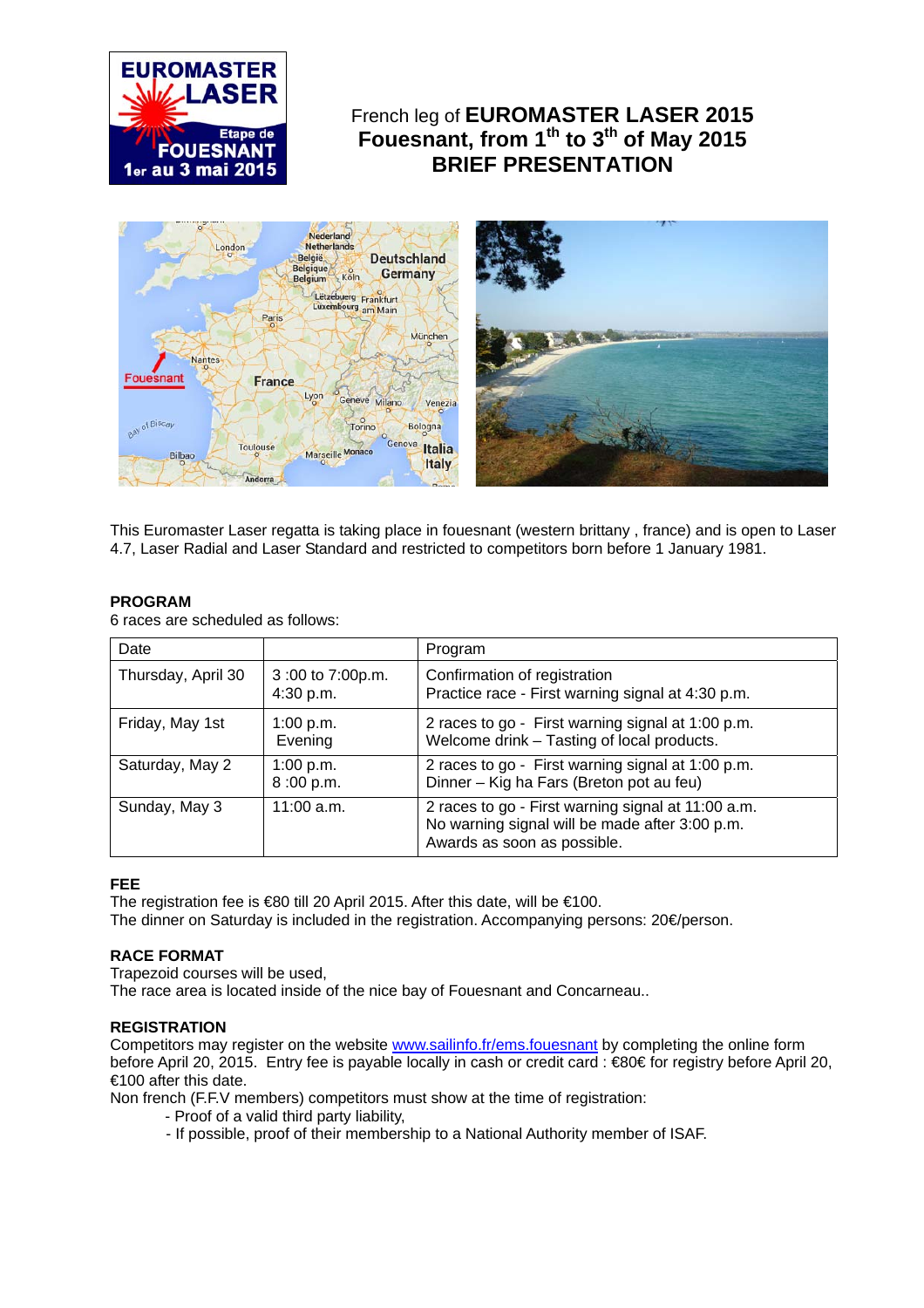French leg of **EUROMASTER LASER 2015**
**Fouesnant, from 1th to 3th of May 2015**
**BRIEF PRESENTATION**

This Euromaster Laser regatta is taking place in fouesnant (western brittany , france) and is open to Laser 4.7, Laser Radial and Laser Standard and restricted to competitors born before 1 January 1981.

**PROGRAM**

6 races are scheduled as follows:

| Date | | Program |
|---|---|---|
| Thursday, April 30 | 3 :00 to 7:00p.m.<br>4:30 p.m. | Confirmation of registration<br>Practice race - First warning signal at 4:30 p.m. |
| Friday, May 1st | 1:00 p.m.<br>Evening | 2 races to go - First warning signal at 1:00 p.m.<br>Welcome drink – Tasting of local products. |
| Saturday, May 2 | 1:00 p.m.<br>8 :00 p.m. | 2 races to go - First warning signal at 1:00 p.m.<br>Dinner – Kig ha Fars (Breton pot au feu) |
| Sunday, May 3 | 11:00 a.m. | 2 races to go - First warning signal at 11:00 a.m.<br>No warning signal will be made after 3:00 p.m.<br>Awards as soon as possible. |

**FEE**

The registration fee is €80 till 20 April 2015. After this date, will be €100.
The dinner on Saturday is included in the registration. Accompanying persons: 20€/person.

**RACE FORMAT**

Trapezoid courses will be used,
The race area is located inside of the nice bay of Fouesnant and Concarneau..

**REGISTRATION**

Competitors may register on the website www.sailinfo.fr/ems.fouesnant by completing the online form before April 20, 2015. Entry fee is payable locally in cash or credit card : €80€ for registry before April 20, €100 after this date.
Non french (F.F.V members) competitors must show at the time of registration:

- Proof of a valid third party liability,
- If possible, proof of their membership to a National Authority member of ISAF.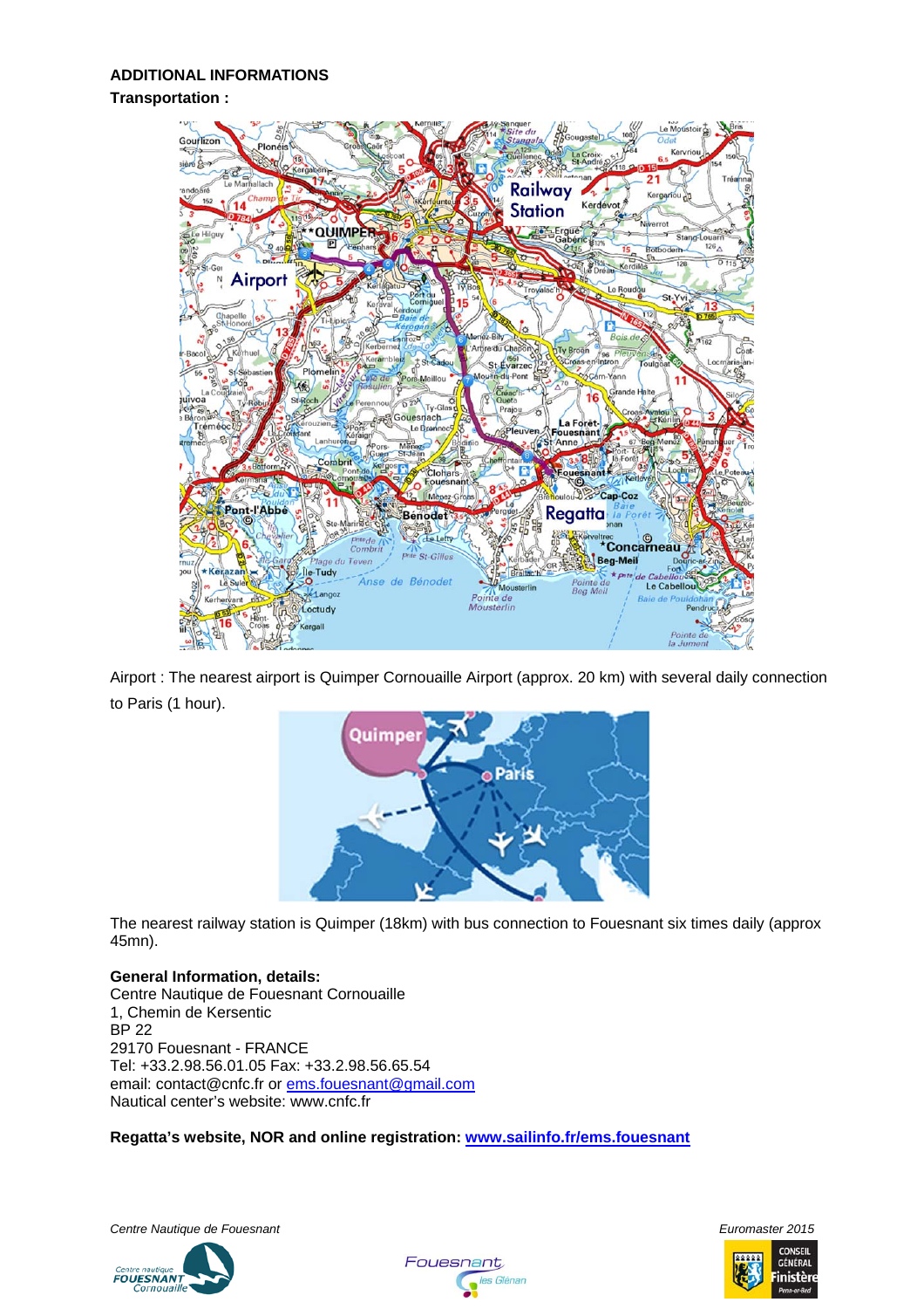**ADDITIONAL INFORMATIONS**

**Transportation :**

Airport : The nearest airport is Quimper Cornouaille Airport (approx. 20 km) with several daily connection to Paris (1 hour).

The nearest railway station is Quimper (18km) with bus connection to Fouesnant six times daily (approx 45mn).

**General Information, details:**

Centre Nautique de Fouesnant Cornouaille
1, Chemin de Kersentic
BP 22
29170 Fouesnant - FRANCE
Tel: +33.2.98.56.01.05 Fax: +33.2.98.56.65.54
email: contact@cnfc.fr or ems.fouesnant@gmail.com
Nautical center's website: www.cnfc.fr

**Regatta's website, NOR and online registration: www.sailinfo.fr/ems.fouesnant**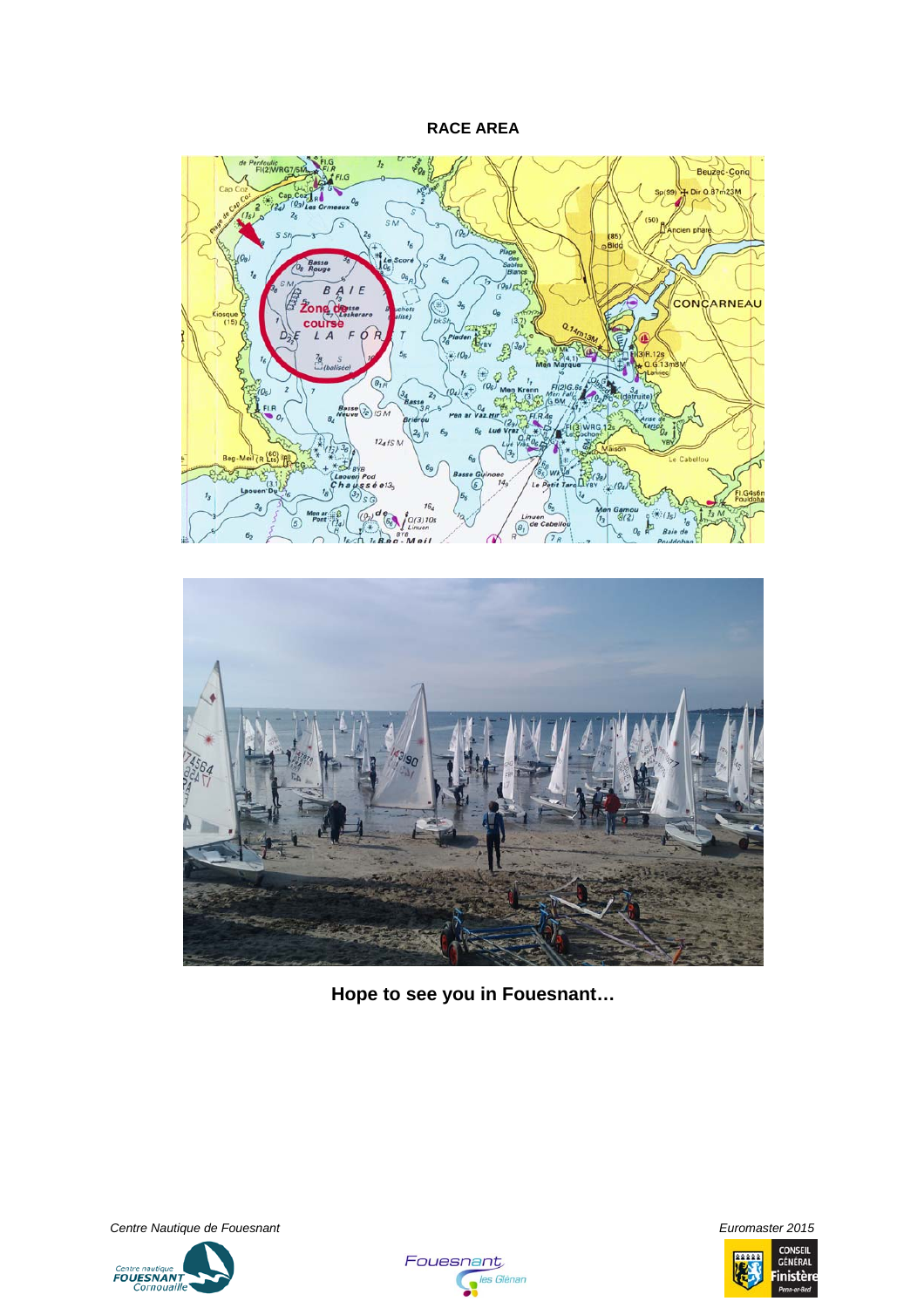**RACE AREA**

**Hope to see you in Fouesnant…**

*Centre Nautique de Fouesnant*

*Euromaster 2015*